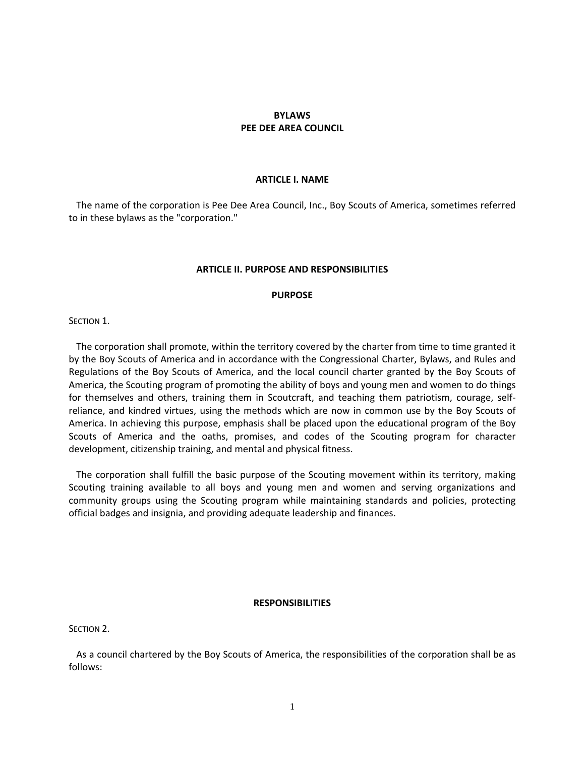# BYLAWS
# PEE DEE AREA COUNCIL

## ARTICLE I. NAME

The name of the corporation is Pee Dee Area Council, Inc., Boy Scouts of America, sometimes referred to in these bylaws as the "corporation."

## ARTICLE II. PURPOSE AND RESPONSIBILITIES

### PURPOSE

SECTION 1.

The corporation shall promote, within the territory covered by the charter from time to time granted it by the Boy Scouts of America and in accordance with the Congressional Charter, Bylaws, and Rules and Regulations of the Boy Scouts of America, and the local council charter granted by the Boy Scouts of America, the Scouting program of promoting the ability of boys and young men and women to do things for themselves and others, training them in Scoutcraft, and teaching them patriotism, courage, self-reliance, and kindred virtues, using the methods which are now in common use by the Boy Scouts of America. In achieving this purpose, emphasis shall be placed upon the educational program of the Boy Scouts of America and the oaths, promises, and codes of the Scouting program for character development, citizenship training, and mental and physical fitness.

The corporation shall fulfill the basic purpose of the Scouting movement within its territory, making Scouting training available to all boys and young men and women and serving organizations and community groups using the Scouting program while maintaining standards and policies, protecting official badges and insignia, and providing adequate leadership and finances.

### RESPONSIBILITIES

SECTION 2.

As a council chartered by the Boy Scouts of America, the responsibilities of the corporation shall be as follows: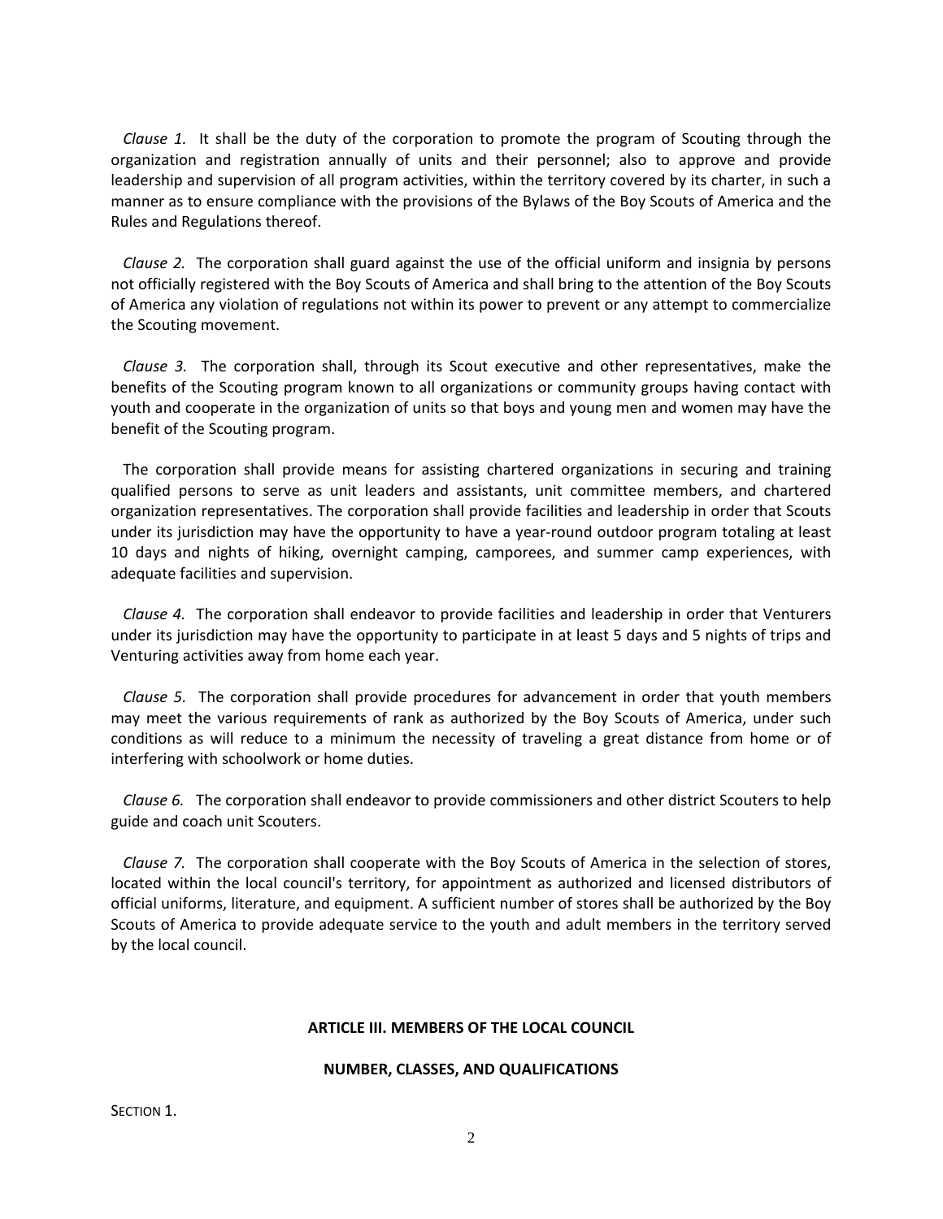*Clause 1.* It shall be the duty of the corporation to promote the program of Scouting through the organization and registration annually of units and their personnel; also to approve and provide leadership and supervision of all program activities, within the territory covered by its charter, in such a manner as to ensure compliance with the provisions of the Bylaws of the Boy Scouts of America and the Rules and Regulations thereof.

*Clause 2.* The corporation shall guard against the use of the official uniform and insignia by persons not officially registered with the Boy Scouts of America and shall bring to the attention of the Boy Scouts of America any violation of regulations not within its power to prevent or any attempt to commercialize the Scouting movement.

*Clause 3.* The corporation shall, through its Scout executive and other representatives, make the benefits of the Scouting program known to all organizations or community groups having contact with youth and cooperate in the organization of units so that boys and young men and women may have the benefit of the Scouting program.

The corporation shall provide means for assisting chartered organizations in securing and training qualified persons to serve as unit leaders and assistants, unit committee members, and chartered organization representatives. The corporation shall provide facilities and leadership in order that Scouts under its jurisdiction may have the opportunity to have a year-round outdoor program totaling at least 10 days and nights of hiking, overnight camping, camporees, and summer camp experiences, with adequate facilities and supervision.

*Clause 4.* The corporation shall endeavor to provide facilities and leadership in order that Venturers under its jurisdiction may have the opportunity to participate in at least 5 days and 5 nights of trips and Venturing activities away from home each year.

*Clause 5.* The corporation shall provide procedures for advancement in order that youth members may meet the various requirements of rank as authorized by the Boy Scouts of America, under such conditions as will reduce to a minimum the necessity of traveling a great distance from home or of interfering with schoolwork or home duties.

*Clause 6.* The corporation shall endeavor to provide commissioners and other district Scouters to help guide and coach unit Scouters.

*Clause 7.* The corporation shall cooperate with the Boy Scouts of America in the selection of stores, located within the local council's territory, for appointment as authorized and licensed distributors of official uniforms, literature, and equipment. A sufficient number of stores shall be authorized by the Boy Scouts of America to provide adequate service to the youth and adult members in the territory served by the local council.

## ARTICLE III. MEMBERS OF THE LOCAL COUNCIL

### NUMBER, CLASSES, AND QUALIFICATIONS

SECTION 1.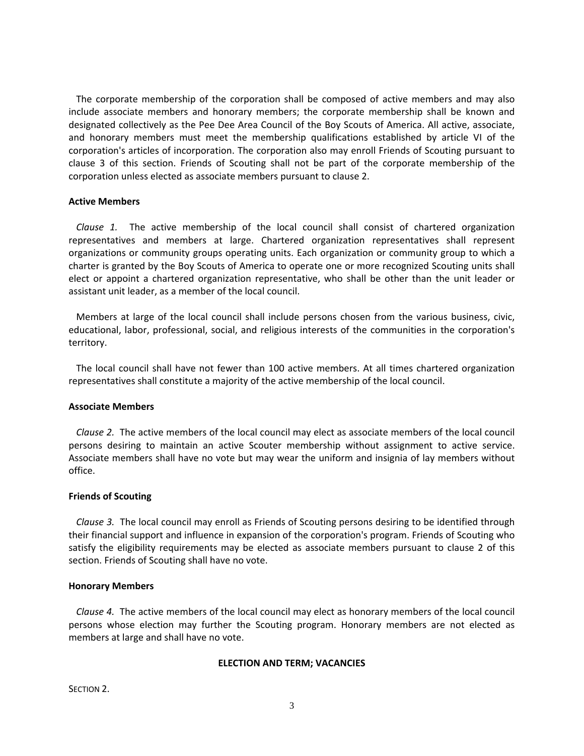The corporate membership of the corporation shall be composed of active members and may also include associate members and honorary members; the corporate membership shall be known and designated collectively as the Pee Dee Area Council of the Boy Scouts of America. All active, associate, and honorary members must meet the membership qualifications established by article VI of the corporation's articles of incorporation. The corporation also may enroll Friends of Scouting pursuant to clause 3 of this section. Friends of Scouting shall not be part of the corporate membership of the corporation unless elected as associate members pursuant to clause 2.

**Active Members**

*Clause 1.* The active membership of the local council shall consist of chartered organization representatives and members at large. Chartered organization representatives shall represent organizations or community groups operating units. Each organization or community group to which a charter is granted by the Boy Scouts of America to operate one or more recognized Scouting units shall elect or appoint a chartered organization representative, who shall be other than the unit leader or assistant unit leader, as a member of the local council.

Members at large of the local council shall include persons chosen from the various business, civic, educational, labor, professional, social, and religious interests of the communities in the corporation's territory.

The local council shall have not fewer than 100 active members. At all times chartered organization representatives shall constitute a majority of the active membership of the local council.

**Associate Members**

*Clause 2.* The active members of the local council may elect as associate members of the local council persons desiring to maintain an active Scouter membership without assignment to active service. Associate members shall have no vote but may wear the uniform and insignia of lay members without office.

**Friends of Scouting**

*Clause 3.* The local council may enroll as Friends of Scouting persons desiring to be identified through their financial support and influence in expansion of the corporation's program. Friends of Scouting who satisfy the eligibility requirements may be elected as associate members pursuant to clause 2 of this section. Friends of Scouting shall have no vote.

**Honorary Members**

*Clause 4.* The active members of the local council may elect as honorary members of the local council persons whose election may further the Scouting program. Honorary members are not elected as members at large and shall have no vote.

**ELECTION AND TERM; VACANCIES**

SECTION 2.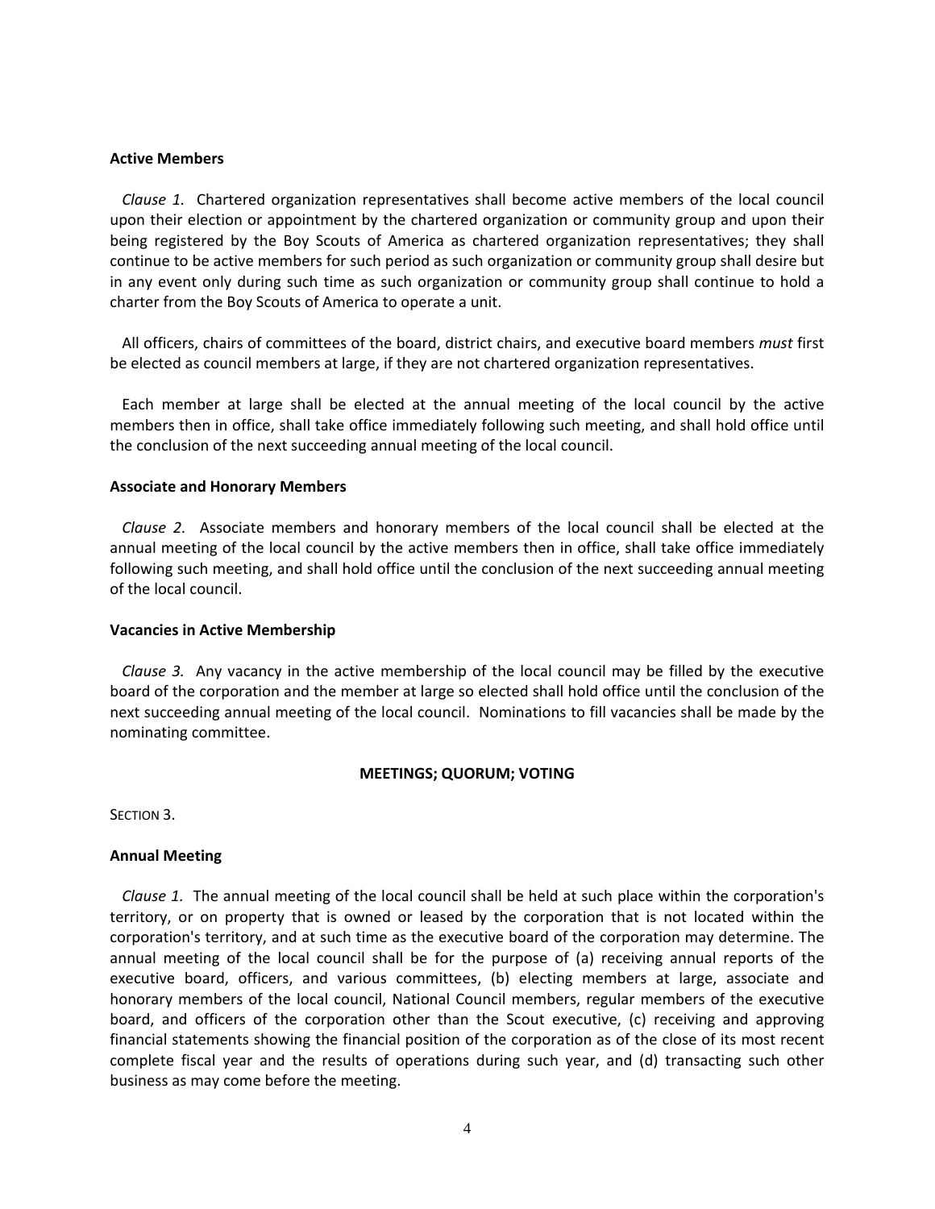**Active Members**

*Clause 1.* Chartered organization representatives shall become active members of the local council upon their election or appointment by the chartered organization or community group and upon their being registered by the Boy Scouts of America as chartered organization representatives; they shall continue to be active members for such period as such organization or community group shall desire but in any event only during such time as such organization or community group shall continue to hold a charter from the Boy Scouts of America to operate a unit.

All officers, chairs of committees of the board, district chairs, and executive board members *must* first be elected as council members at large, if they are not chartered organization representatives.

Each member at large shall be elected at the annual meeting of the local council by the active members then in office, shall take office immediately following such meeting, and shall hold office until the conclusion of the next succeeding annual meeting of the local council.

**Associate and Honorary Members**

*Clause 2.* Associate members and honorary members of the local council shall be elected at the annual meeting of the local council by the active members then in office, shall take office immediately following such meeting, and shall hold office until the conclusion of the next succeeding annual meeting of the local council.

**Vacancies in Active Membership**

*Clause 3.* Any vacancy in the active membership of the local council may be filled by the executive board of the corporation and the member at large so elected shall hold office until the conclusion of the next succeeding annual meeting of the local council. Nominations to fill vacancies shall be made by the nominating committee.

## MEETINGS; QUORUM; VOTING

SECTION 3.

**Annual Meeting**

*Clause 1.* The annual meeting of the local council shall be held at such place within the corporation's territory, or on property that is owned or leased by the corporation that is not located within the corporation's territory, and at such time as the executive board of the corporation may determine. The annual meeting of the local council shall be for the purpose of (a) receiving annual reports of the executive board, officers, and various committees, (b) electing members at large, associate and honorary members of the local council, National Council members, regular members of the executive board, and officers of the corporation other than the Scout executive, (c) receiving and approving financial statements showing the financial position of the corporation as of the close of its most recent complete fiscal year and the results of operations during such year, and (d) transacting such other business as may come before the meeting.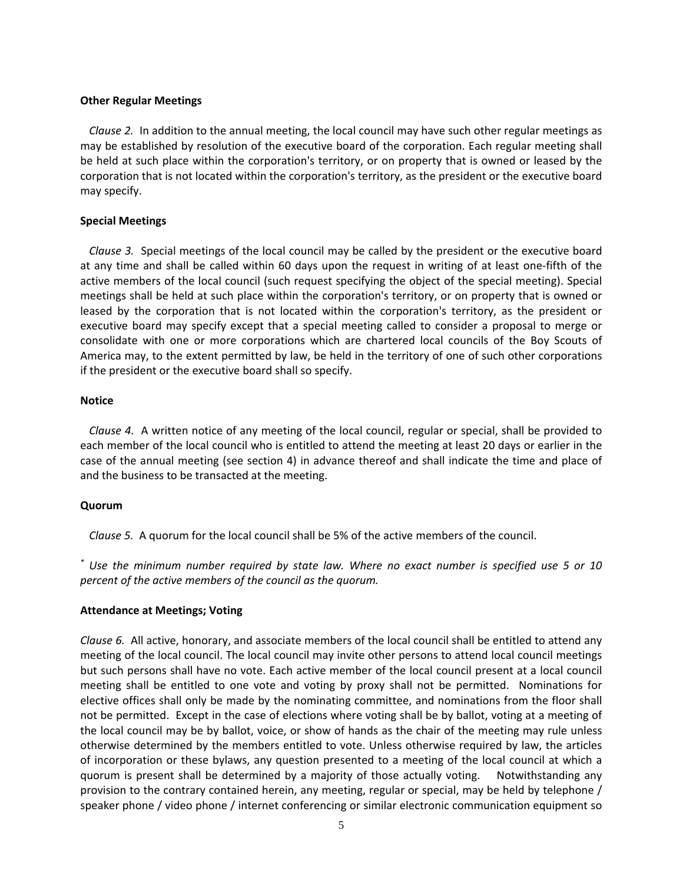**Other Regular Meetings**

*Clause 2.* In addition to the annual meeting, the local council may have such other regular meetings as may be established by resolution of the executive board of the corporation. Each regular meeting shall be held at such place within the corporation's territory, or on property that is owned or leased by the corporation that is not located within the corporation's territory, as the president or the executive board may specify.

**Special Meetings**

*Clause 3.* Special meetings of the local council may be called by the president or the executive board at any time and shall be called within 60 days upon the request in writing of at least one-fifth of the active members of the local council (such request specifying the object of the special meeting). Special meetings shall be held at such place within the corporation's territory, or on property that is owned or leased by the corporation that is not located within the corporation's territory, as the president or executive board may specify except that a special meeting called to consider a proposal to merge or consolidate with one or more corporations which are chartered local councils of the Boy Scouts of America may, to the extent permitted by law, be held in the territory of one of such other corporations if the president or the executive board shall so specify.

**Notice**

*Clause 4.* A written notice of any meeting of the local council, regular or special, shall be provided to each member of the local council who is entitled to attend the meeting at least 20 days or earlier in the case of the annual meeting (see section 4) in advance thereof and shall indicate the time and place of and the business to be transacted at the meeting.

**Quorum**

*Clause 5.* A quorum for the local council shall be 5% of the active members of the council.

*\* Use the minimum number required by state law. Where no exact number is specified use 5 or 10 percent of the active members of the council as the quorum.*

**Attendance at Meetings; Voting**

*Clause 6.* All active, honorary, and associate members of the local council shall be entitled to attend any meeting of the local council. The local council may invite other persons to attend local council meetings but such persons shall have no vote. Each active member of the local council present at a local council meeting shall be entitled to one vote and voting by proxy shall not be permitted. Nominations for elective offices shall only be made by the nominating committee, and nominations from the floor shall not be permitted. Except in the case of elections where voting shall be by ballot, voting at a meeting of the local council may be by ballot, voice, or show of hands as the chair of the meeting may rule unless otherwise determined by the members entitled to vote. Unless otherwise required by law, the articles of incorporation or these bylaws, any question presented to a meeting of the local council at which a quorum is present shall be determined by a majority of those actually voting. Notwithstanding any provision to the contrary contained herein, any meeting, regular or special, may be held by telephone / speaker phone / video phone / internet conferencing or similar electronic communication equipment so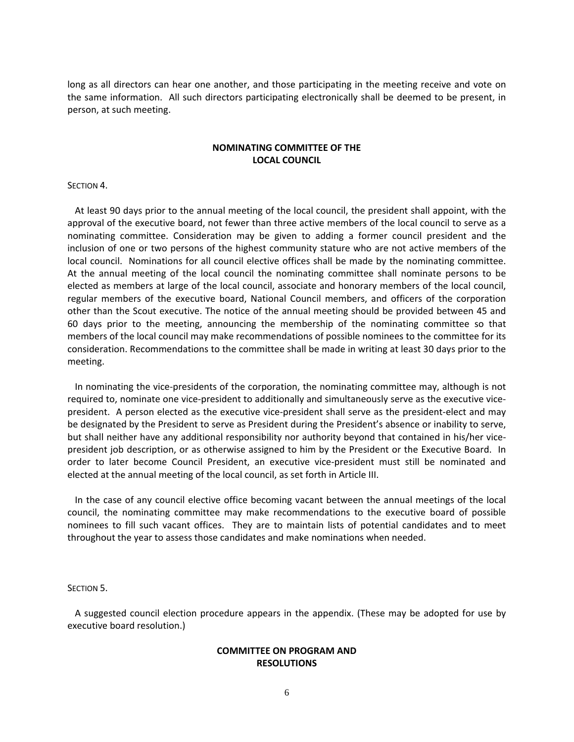long as all directors can hear one another, and those participating in the meeting receive and vote on the same information. All such directors participating electronically shall be deemed to be present, in person, at such meeting.

## NOMINATING COMMITTEE OF THE LOCAL COUNCIL

SECTION 4.

At least 90 days prior to the annual meeting of the local council, the president shall appoint, with the approval of the executive board, not fewer than three active members of the local council to serve as a nominating committee. Consideration may be given to adding a former council president and the inclusion of one or two persons of the highest community stature who are not active members of the local council. Nominations for all council elective offices shall be made by the nominating committee. At the annual meeting of the local council the nominating committee shall nominate persons to be elected as members at large of the local council, associate and honorary members of the local council, regular members of the executive board, National Council members, and officers of the corporation other than the Scout executive. The notice of the annual meeting should be provided between 45 and 60 days prior to the meeting, announcing the membership of the nominating committee so that members of the local council may make recommendations of possible nominees to the committee for its consideration. Recommendations to the committee shall be made in writing at least 30 days prior to the meeting.

In nominating the vice-presidents of the corporation, the nominating committee may, although is not required to, nominate one vice-president to additionally and simultaneously serve as the executive vice-president. A person elected as the executive vice-president shall serve as the president-elect and may be designated by the President to serve as President during the President's absence or inability to serve, but shall neither have any additional responsibility nor authority beyond that contained in his/her vice-president job description, or as otherwise assigned to him by the President or the Executive Board. In order to later become Council President, an executive vice-president must still be nominated and elected at the annual meeting of the local council, as set forth in Article III.

In the case of any council elective office becoming vacant between the annual meetings of the local council, the nominating committee may make recommendations to the executive board of possible nominees to fill such vacant offices. They are to maintain lists of potential candidates and to meet throughout the year to assess those candidates and make nominations when needed.

SECTION 5.

A suggested council election procedure appears in the appendix. (These may be adopted for use by executive board resolution.)

## COMMITTEE ON PROGRAM AND RESOLUTIONS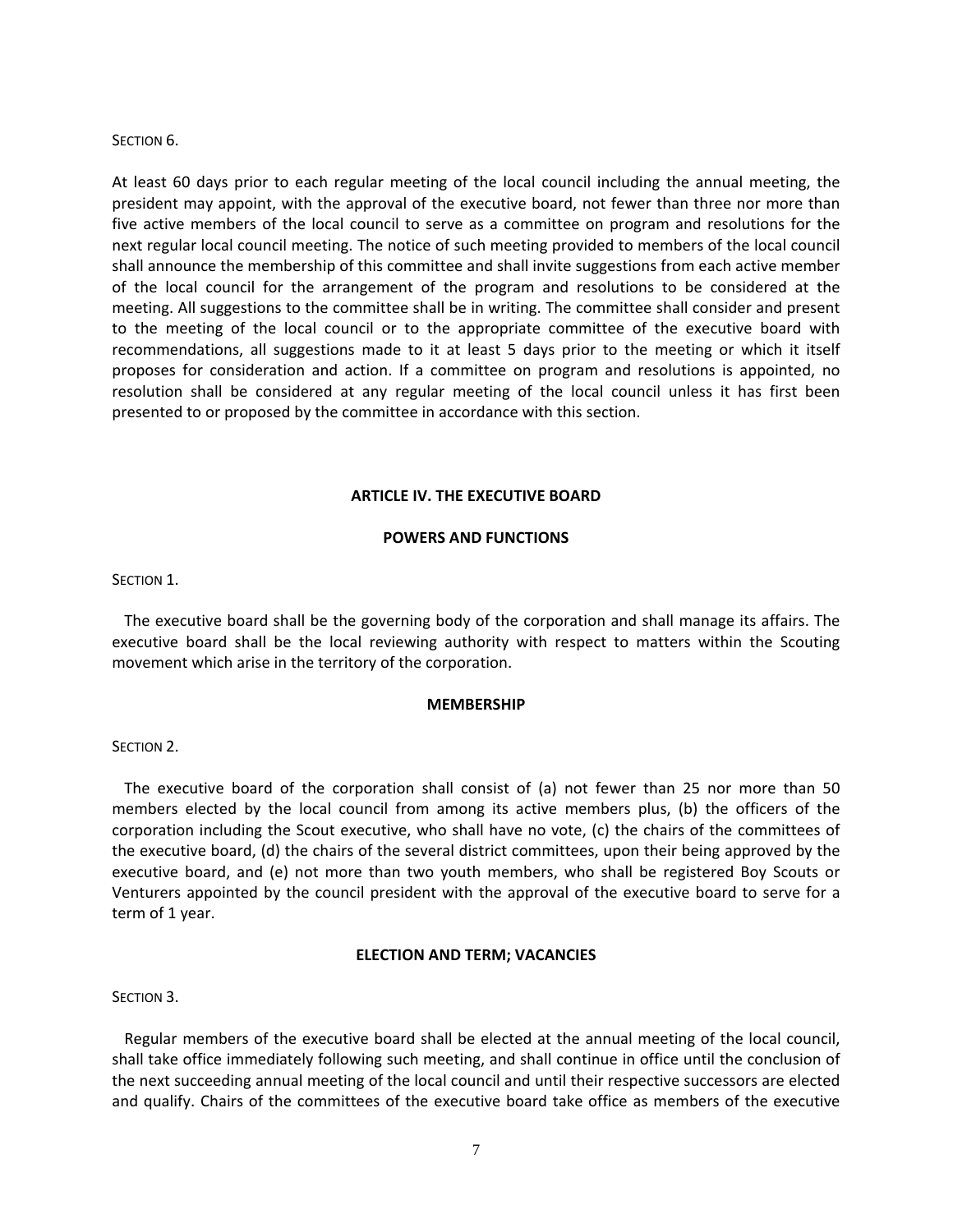SECTION 6.

At least 60 days prior to each regular meeting of the local council including the annual meeting, the president may appoint, with the approval of the executive board, not fewer than three nor more than five active members of the local council to serve as a committee on program and resolutions for the next regular local council meeting. The notice of such meeting provided to members of the local council shall announce the membership of this committee and shall invite suggestions from each active member of the local council for the arrangement of the program and resolutions to be considered at the meeting. All suggestions to the committee shall be in writing. The committee shall consider and present to the meeting of the local council or to the appropriate committee of the executive board with recommendations, all suggestions made to it at least 5 days prior to the meeting or which it itself proposes for consideration and action. If a committee on program and resolutions is appointed, no resolution shall be considered at any regular meeting of the local council unless it has first been presented to or proposed by the committee in accordance with this section.

## ARTICLE IV. THE EXECUTIVE BOARD

### POWERS AND FUNCTIONS

SECTION 1.

The executive board shall be the governing body of the corporation and shall manage its affairs. The executive board shall be the local reviewing authority with respect to matters within the Scouting movement which arise in the territory of the corporation.

### MEMBERSHIP

SECTION 2.

The executive board of the corporation shall consist of (a) not fewer than 25 nor more than 50 members elected by the local council from among its active members plus, (b) the officers of the corporation including the Scout executive, who shall have no vote, (c) the chairs of the committees of the executive board, (d) the chairs of the several district committees, upon their being approved by the executive board, and (e) not more than two youth members, who shall be registered Boy Scouts or Venturers appointed by the council president with the approval of the executive board to serve for a term of 1 year.

### ELECTION AND TERM; VACANCIES

SECTION 3.

Regular members of the executive board shall be elected at the annual meeting of the local council, shall take office immediately following such meeting, and shall continue in office until the conclusion of the next succeeding annual meeting of the local council and until their respective successors are elected and qualify. Chairs of the committees of the executive board take office as members of the executive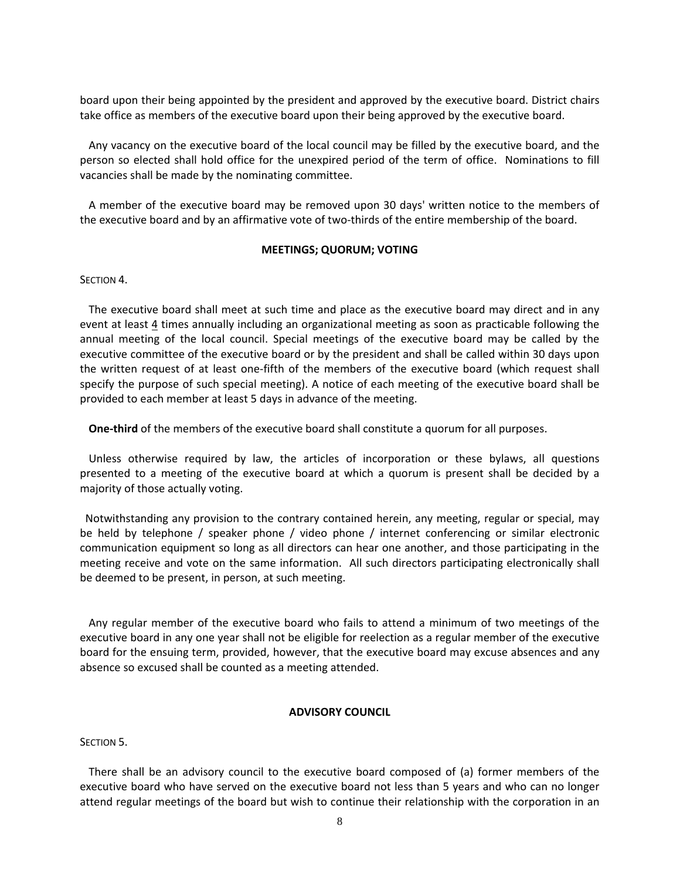board upon their being appointed by the president and approved by the executive board. District chairs take office as members of the executive board upon their being approved by the executive board.

Any vacancy on the executive board of the local council may be filled by the executive board, and the person so elected shall hold office for the unexpired period of the term of office. Nominations to fill vacancies shall be made by the nominating committee.

A member of the executive board may be removed upon 30 days' written notice to the members of the executive board and by an affirmative vote of two-thirds of the entire membership of the board.

**MEETINGS; QUORUM; VOTING**

SECTION 4.

The executive board shall meet at such time and place as the executive board may direct and in any event at least 4 times annually including an organizational meeting as soon as practicable following the annual meeting of the local council. Special meetings of the executive board may be called by the executive committee of the executive board or by the president and shall be called within 30 days upon the written request of at least one-fifth of the members of the executive board (which request shall specify the purpose of such special meeting). A notice of each meeting of the executive board shall be provided to each member at least 5 days in advance of the meeting.

**One-third** of the members of the executive board shall constitute a quorum for all purposes.

Unless otherwise required by law, the articles of incorporation or these bylaws, all questions presented to a meeting of the executive board at which a quorum is present shall be decided by a majority of those actually voting.

Notwithstanding any provision to the contrary contained herein, any meeting, regular or special, may be held by telephone / speaker phone / video phone / internet conferencing or similar electronic communication equipment so long as all directors can hear one another, and those participating in the meeting receive and vote on the same information. All such directors participating electronically shall be deemed to be present, in person, at such meeting.

Any regular member of the executive board who fails to attend a minimum of two meetings of the executive board in any one year shall not be eligible for reelection as a regular member of the executive board for the ensuing term, provided, however, that the executive board may excuse absences and any absence so excused shall be counted as a meeting attended.

**ADVISORY COUNCIL**

SECTION 5.

There shall be an advisory council to the executive board composed of (a) former members of the executive board who have served on the executive board not less than 5 years and who can no longer attend regular meetings of the board but wish to continue their relationship with the corporation in an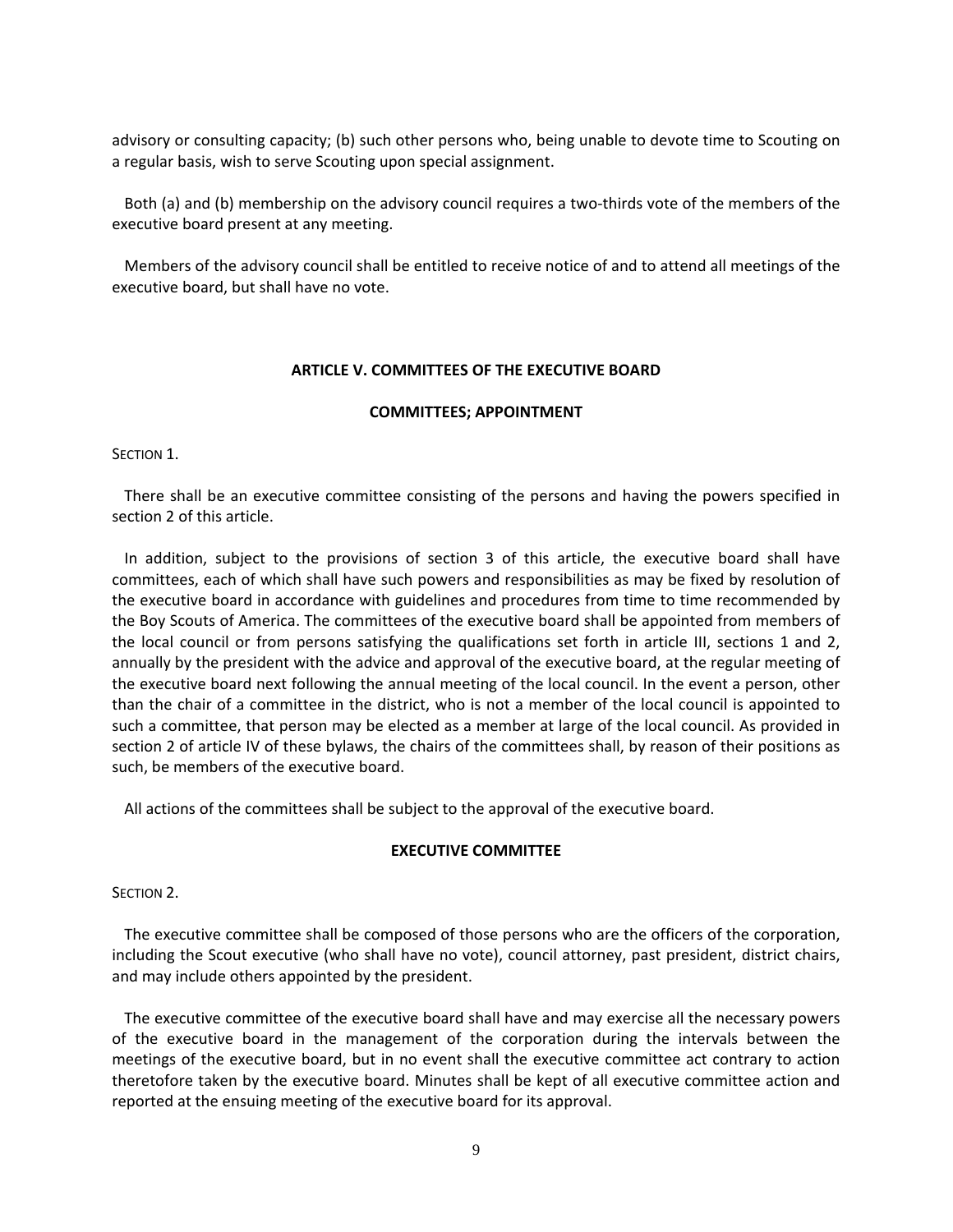advisory or consulting capacity; (b) such other persons who, being unable to devote time to Scouting on a regular basis, wish to serve Scouting upon special assignment.

Both (a) and (b) membership on the advisory council requires a two-thirds vote of the members of the executive board present at any meeting.

Members of the advisory council shall be entitled to receive notice of and to attend all meetings of the executive board, but shall have no vote.

## ARTICLE V. COMMITTEES OF THE EXECUTIVE BOARD

### COMMITTEES; APPOINTMENT

SECTION 1.

There shall be an executive committee consisting of the persons and having the powers specified in section 2 of this article.

In addition, subject to the provisions of section 3 of this article, the executive board shall have committees, each of which shall have such powers and responsibilities as may be fixed by resolution of the executive board in accordance with guidelines and procedures from time to time recommended by the Boy Scouts of America. The committees of the executive board shall be appointed from members of the local council or from persons satisfying the qualifications set forth in article III, sections 1 and 2, annually by the president with the advice and approval of the executive board, at the regular meeting of the executive board next following the annual meeting of the local council. In the event a person, other than the chair of a committee in the district, who is not a member of the local council is appointed to such a committee, that person may be elected as a member at large of the local council. As provided in section 2 of article IV of these bylaws, the chairs of the committees shall, by reason of their positions as such, be members of the executive board.

All actions of the committees shall be subject to the approval of the executive board.

### EXECUTIVE COMMITTEE

SECTION 2.

The executive committee shall be composed of those persons who are the officers of the corporation, including the Scout executive (who shall have no vote), council attorney, past president, district chairs, and may include others appointed by the president.

The executive committee of the executive board shall have and may exercise all the necessary powers of the executive board in the management of the corporation during the intervals between the meetings of the executive board, but in no event shall the executive committee act contrary to action theretofore taken by the executive board. Minutes shall be kept of all executive committee action and reported at the ensuing meeting of the executive board for its approval.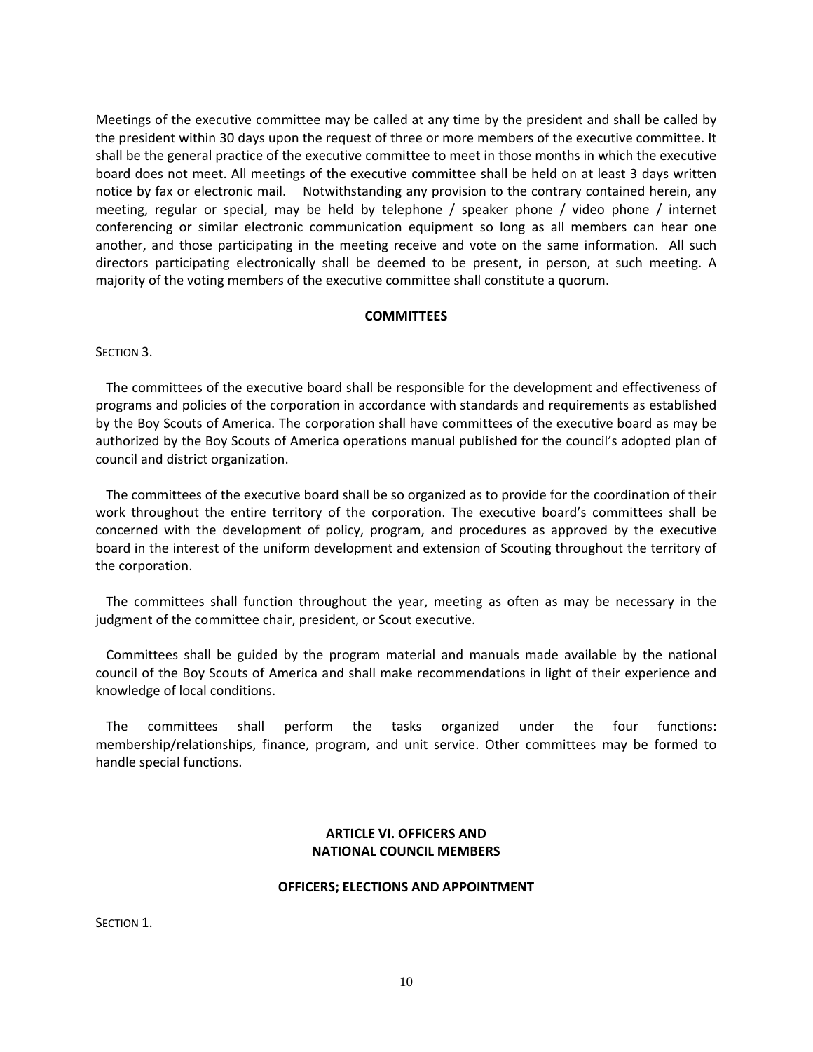Meetings of the executive committee may be called at any time by the president and shall be called by the president within 30 days upon the request of three or more members of the executive committee. It shall be the general practice of the executive committee to meet in those months in which the executive board does not meet. All meetings of the executive committee shall be held on at least 3 days written notice by fax or electronic mail. Notwithstanding any provision to the contrary contained herein, any meeting, regular or special, may be held by telephone / speaker phone / video phone / internet conferencing or similar electronic communication equipment so long as all members can hear one another, and those participating in the meeting receive and vote on the same information. All such directors participating electronically shall be deemed to be present, in person, at such meeting. A majority of the voting members of the executive committee shall constitute a quorum.

**COMMITTEES**

SECTION 3.

The committees of the executive board shall be responsible for the development and effectiveness of programs and policies of the corporation in accordance with standards and requirements as established by the Boy Scouts of America. The corporation shall have committees of the executive board as may be authorized by the Boy Scouts of America operations manual published for the council's adopted plan of council and district organization.

The committees of the executive board shall be so organized as to provide for the coordination of their work throughout the entire territory of the corporation. The executive board's committees shall be concerned with the development of policy, program, and procedures as approved by the executive board in the interest of the uniform development and extension of Scouting throughout the territory of the corporation.

The committees shall function throughout the year, meeting as often as may be necessary in the judgment of the committee chair, president, or Scout executive.

Committees shall be guided by the program material and manuals made available by the national council of the Boy Scouts of America and shall make recommendations in light of their experience and knowledge of local conditions.

The committees shall perform the tasks organized under the four functions: membership/relationships, finance, program, and unit service. Other committees may be formed to handle special functions.

## ARTICLE VI. OFFICERS AND NATIONAL COUNCIL MEMBERS

**OFFICERS; ELECTIONS AND APPOINTMENT**

SECTION 1.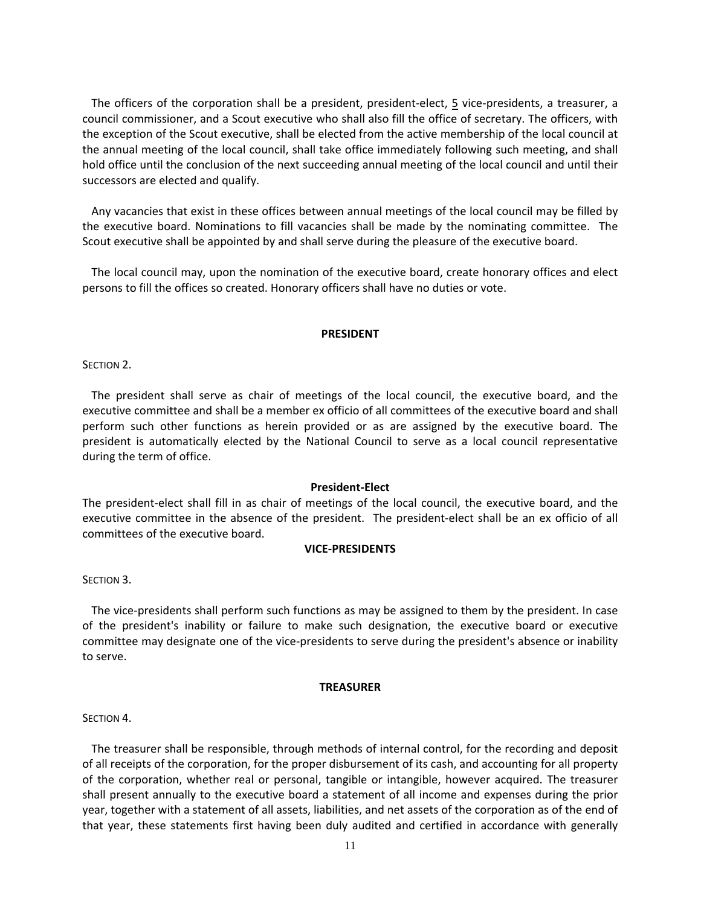The officers of the corporation shall be a president, president-elect, 5 vice-presidents, a treasurer, a council commissioner, and a Scout executive who shall also fill the office of secretary. The officers, with the exception of the Scout executive, shall be elected from the active membership of the local council at the annual meeting of the local council, shall take office immediately following such meeting, and shall hold office until the conclusion of the next succeeding annual meeting of the local council and until their successors are elected and qualify.

Any vacancies that exist in these offices between annual meetings of the local council may be filled by the executive board. Nominations to fill vacancies shall be made by the nominating committee. The Scout executive shall be appointed by and shall serve during the pleasure of the executive board.

The local council may, upon the nomination of the executive board, create honorary offices and elect persons to fill the offices so created. Honorary officers shall have no duties or vote.

## PRESIDENT

SECTION 2.

The president shall serve as chair of meetings of the local council, the executive board, and the executive committee and shall be a member ex officio of all committees of the executive board and shall perform such other functions as herein provided or as are assigned by the executive board. The president is automatically elected by the National Council to serve as a local council representative during the term of office.

### President-Elect

The president-elect shall fill in as chair of meetings of the local council, the executive board, and the executive committee in the absence of the president. The president-elect shall be an ex officio of all committees of the executive board.

## VICE-PRESIDENTS

SECTION 3.

The vice-presidents shall perform such functions as may be assigned to them by the president. In case of the president's inability or failure to make such designation, the executive board or executive committee may designate one of the vice-presidents to serve during the president's absence or inability to serve.

## TREASURER

SECTION 4.

The treasurer shall be responsible, through methods of internal control, for the recording and deposit of all receipts of the corporation, for the proper disbursement of its cash, and accounting for all property of the corporation, whether real or personal, tangible or intangible, however acquired. The treasurer shall present annually to the executive board a statement of all income and expenses during the prior year, together with a statement of all assets, liabilities, and net assets of the corporation as of the end of that year, these statements first having been duly audited and certified in accordance with generally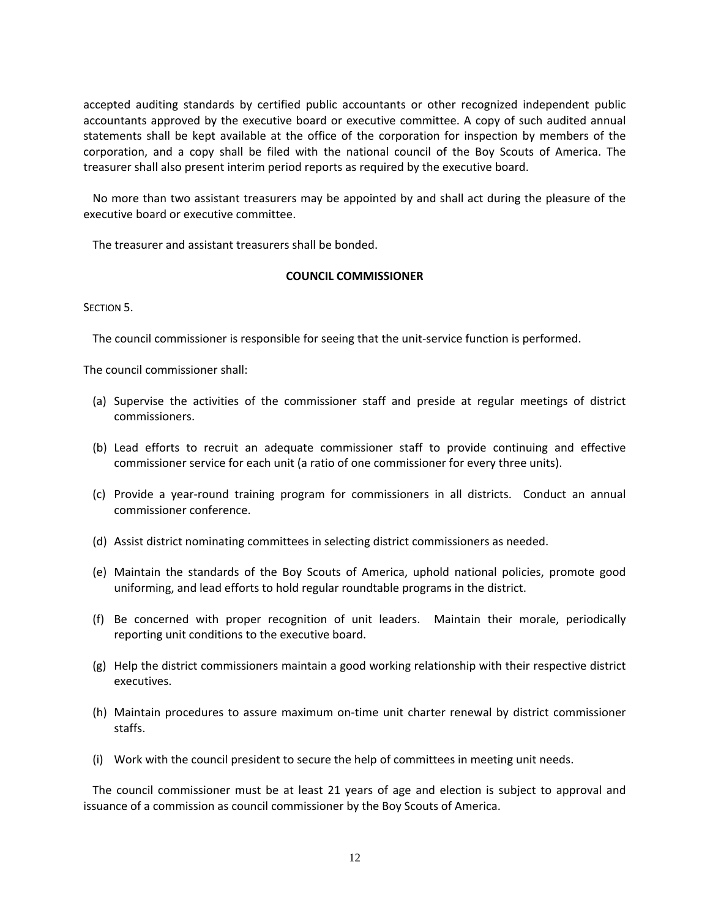accepted auditing standards by certified public accountants or other recognized independent public accountants approved by the executive board or executive committee. A copy of such audited annual statements shall be kept available at the office of the corporation for inspection by members of the corporation, and a copy shall be filed with the national council of the Boy Scouts of America. The treasurer shall also present interim period reports as required by the executive board.

No more than two assistant treasurers may be appointed by and shall act during the pleasure of the executive board or executive committee.

The treasurer and assistant treasurers shall be bonded.

**COUNCIL COMMISSIONER**

SECTION 5.

The council commissioner is responsible for seeing that the unit-service function is performed.

The council commissioner shall:

(a) Supervise the activities of the commissioner staff and preside at regular meetings of district commissioners.

(b) Lead efforts to recruit an adequate commissioner staff to provide continuing and effective commissioner service for each unit (a ratio of one commissioner for every three units).

(c) Provide a year-round training program for commissioners in all districts. Conduct an annual commissioner conference.

(d) Assist district nominating committees in selecting district commissioners as needed.

(e) Maintain the standards of the Boy Scouts of America, uphold national policies, promote good uniforming, and lead efforts to hold regular roundtable programs in the district.

(f) Be concerned with proper recognition of unit leaders. Maintain their morale, periodically reporting unit conditions to the executive board.

(g) Help the district commissioners maintain a good working relationship with their respective district executives.

(h) Maintain procedures to assure maximum on-time unit charter renewal by district commissioner staffs.

(i) Work with the council president to secure the help of committees in meeting unit needs.

The council commissioner must be at least 21 years of age and election is subject to approval and issuance of a commission as council commissioner by the Boy Scouts of America.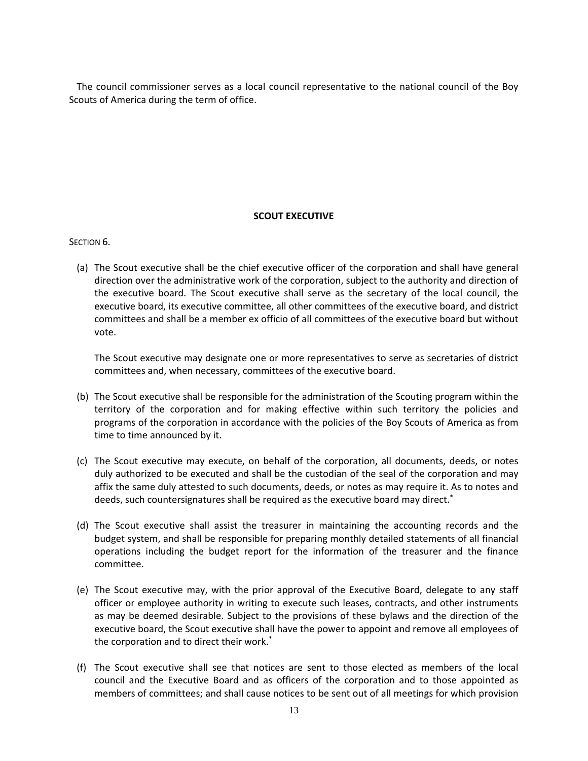The council commissioner serves as a local council representative to the national council of the Boy Scouts of America during the term of office.

## SCOUT EXECUTIVE

SECTION 6.

(a) The Scout executive shall be the chief executive officer of the corporation and shall have general direction over the administrative work of the corporation, subject to the authority and direction of the executive board. The Scout executive shall serve as the secretary of the local council, the executive board, its executive committee, all other committees of the executive board, and district committees and shall be a member ex officio of all committees of the executive board but without vote.

The Scout executive may designate one or more representatives to serve as secretaries of district committees and, when necessary, committees of the executive board.

(b) The Scout executive shall be responsible for the administration of the Scouting program within the territory of the corporation and for making effective within such territory the policies and programs of the corporation in accordance with the policies of the Boy Scouts of America as from time to time announced by it.

(c) The Scout executive may execute, on behalf of the corporation, all documents, deeds, or notes duly authorized to be executed and shall be the custodian of the seal of the corporation and may affix the same duly attested to such documents, deeds, or notes as may require it. As to notes and deeds, such countersignatures shall be required as the executive board may direct.[*]

(d) The Scout executive shall assist the treasurer in maintaining the accounting records and the budget system, and shall be responsible for preparing monthly detailed statements of all financial operations including the budget report for the information of the treasurer and the finance committee.

(e) The Scout executive may, with the prior approval of the Executive Board, delegate to any staff officer or employee authority in writing to execute such leases, contracts, and other instruments as may be deemed desirable. Subject to the provisions of these bylaws and the direction of the executive board, the Scout executive shall have the power to appoint and remove all employees of the corporation and to direct their work.[*]

(f) The Scout executive shall see that notices are sent to those elected as members of the local council and the Executive Board and as officers of the corporation and to those appointed as members of committees; and shall cause notices to be sent out of all meetings for which provision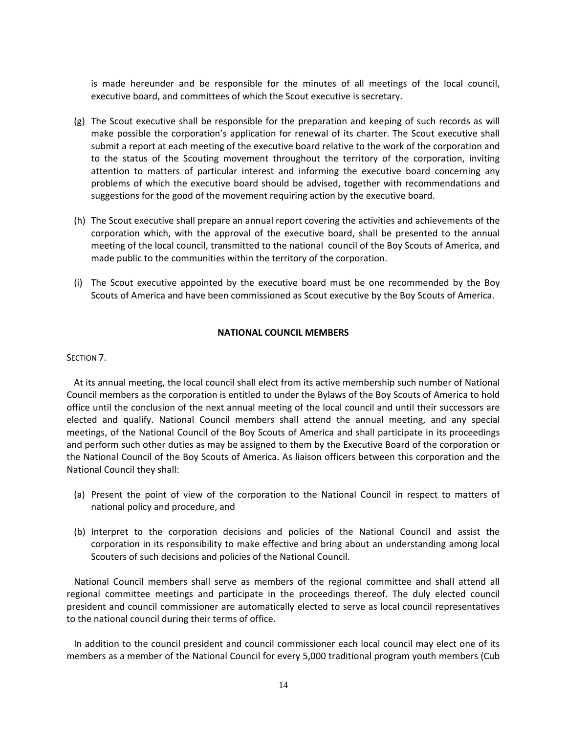is made hereunder and be responsible for the minutes of all meetings of the local council, executive board, and committees of which the Scout executive is secretary.

(g) The Scout executive shall be responsible for the preparation and keeping of such records as will make possible the corporation's application for renewal of its charter. The Scout executive shall submit a report at each meeting of the executive board relative to the work of the corporation and to the status of the Scouting movement throughout the territory of the corporation, inviting attention to matters of particular interest and informing the executive board concerning any problems of which the executive board should be advised, together with recommendations and suggestions for the good of the movement requiring action by the executive board.

(h) The Scout executive shall prepare an annual report covering the activities and achievements of the corporation which, with the approval of the executive board, shall be presented to the annual meeting of the local council, transmitted to the national council of the Boy Scouts of America, and made public to the communities within the territory of the corporation.

(i) The Scout executive appointed by the executive board must be one recommended by the Boy Scouts of America and have been commissioned as Scout executive by the Boy Scouts of America.

## NATIONAL COUNCIL MEMBERS

SECTION 7.

At its annual meeting, the local council shall elect from its active membership such number of National Council members as the corporation is entitled to under the Bylaws of the Boy Scouts of America to hold office until the conclusion of the next annual meeting of the local council and until their successors are elected and qualify. National Council members shall attend the annual meeting, and any special meetings, of the National Council of the Boy Scouts of America and shall participate in its proceedings and perform such other duties as may be assigned to them by the Executive Board of the corporation or the National Council of the Boy Scouts of America. As liaison officers between this corporation and the National Council they shall:

(a) Present the point of view of the corporation to the National Council in respect to matters of national policy and procedure, and

(b) Interpret to the corporation decisions and policies of the National Council and assist the corporation in its responsibility to make effective and bring about an understanding among local Scouters of such decisions and policies of the National Council.

National Council members shall serve as members of the regional committee and shall attend all regional committee meetings and participate in the proceedings thereof. The duly elected council president and council commissioner are automatically elected to serve as local council representatives to the national council during their terms of office.

In addition to the council president and council commissioner each local council may elect one of its members as a member of the National Council for every 5,000 traditional program youth members (Cub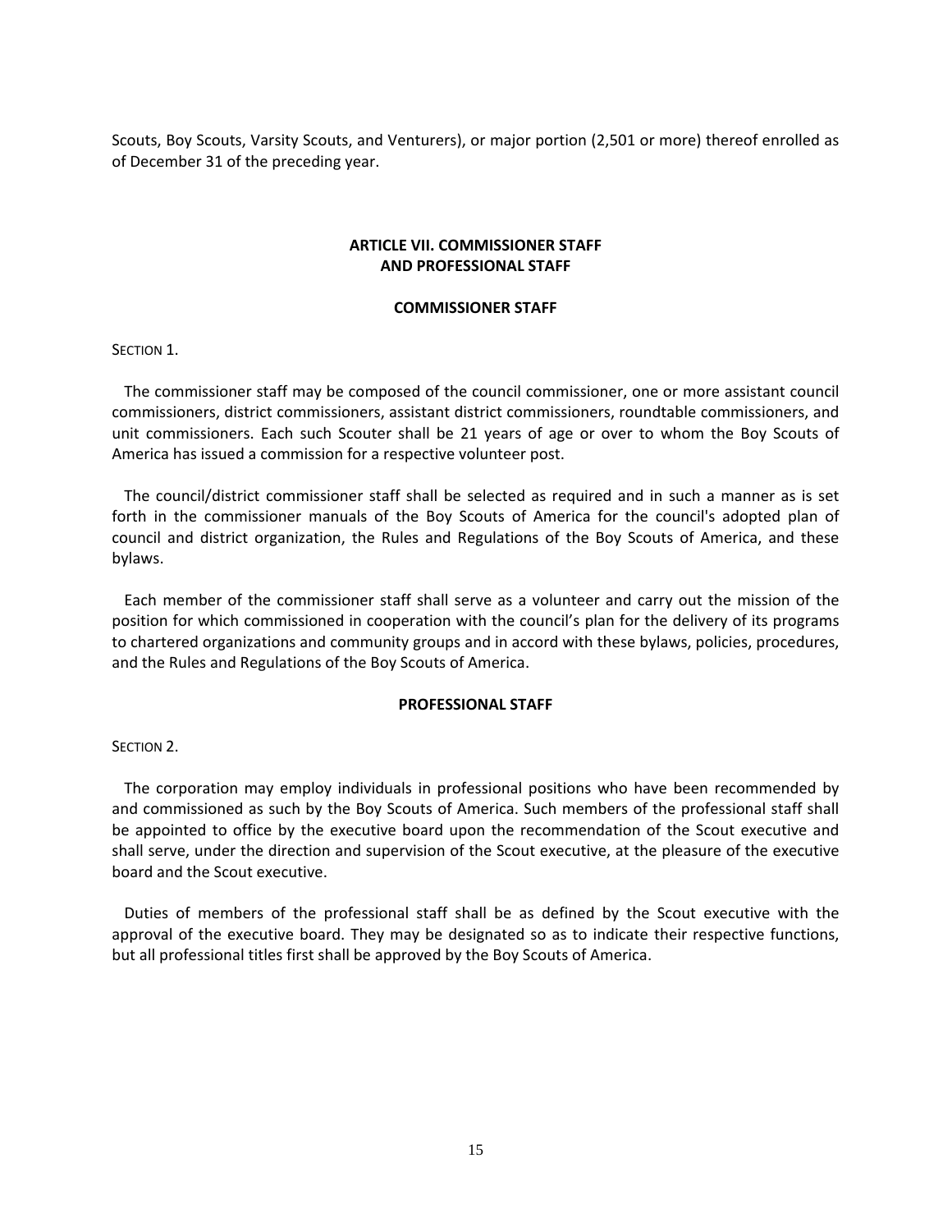Scouts, Boy Scouts, Varsity Scouts, and Venturers), or major portion (2,501 or more) thereof enrolled as of December 31 of the preceding year.

## ARTICLE VII. COMMISSIONER STAFF AND PROFESSIONAL STAFF

### COMMISSIONER STAFF

SECTION 1.

The commissioner staff may be composed of the council commissioner, one or more assistant council commissioners, district commissioners, assistant district commissioners, roundtable commissioners, and unit commissioners. Each such Scouter shall be 21 years of age or over to whom the Boy Scouts of America has issued a commission for a respective volunteer post.

The council/district commissioner staff shall be selected as required and in such a manner as is set forth in the commissioner manuals of the Boy Scouts of America for the council's adopted plan of council and district organization, the Rules and Regulations of the Boy Scouts of America, and these bylaws.

Each member of the commissioner staff shall serve as a volunteer and carry out the mission of the position for which commissioned in cooperation with the council's plan for the delivery of its programs to chartered organizations and community groups and in accord with these bylaws, policies, procedures, and the Rules and Regulations of the Boy Scouts of America.

### PROFESSIONAL STAFF

SECTION 2.

The corporation may employ individuals in professional positions who have been recommended by and commissioned as such by the Boy Scouts of America. Such members of the professional staff shall be appointed to office by the executive board upon the recommendation of the Scout executive and shall serve, under the direction and supervision of the Scout executive, at the pleasure of the executive board and the Scout executive.

Duties of members of the professional staff shall be as defined by the Scout executive with the approval of the executive board. They may be designated so as to indicate their respective functions, but all professional titles first shall be approved by the Boy Scouts of America.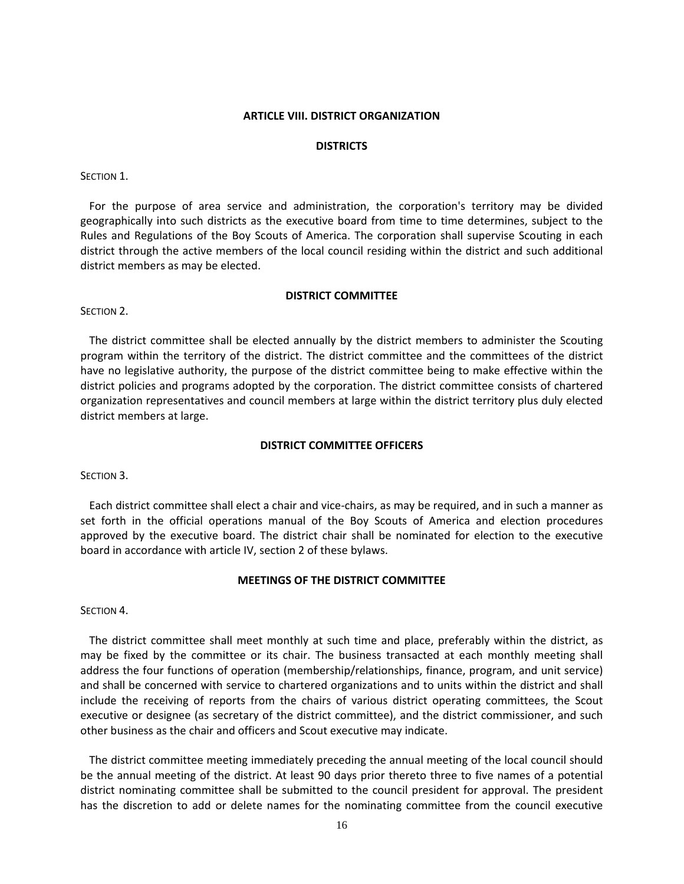## ARTICLE VIII. DISTRICT ORGANIZATION

### DISTRICTS

SECTION 1.

For the purpose of area service and administration, the corporation's territory may be divided geographically into such districts as the executive board from time to time determines, subject to the Rules and Regulations of the Boy Scouts of America. The corporation shall supervise Scouting in each district through the active members of the local council residing within the district and such additional district members as may be elected.

### DISTRICT COMMITTEE

SECTION 2.

The district committee shall be elected annually by the district members to administer the Scouting program within the territory of the district. The district committee and the committees of the district have no legislative authority, the purpose of the district committee being to make effective within the district policies and programs adopted by the corporation. The district committee consists of chartered organization representatives and council members at large within the district territory plus duly elected district members at large.

### DISTRICT COMMITTEE OFFICERS

SECTION 3.

Each district committee shall elect a chair and vice-chairs, as may be required, and in such a manner as set forth in the official operations manual of the Boy Scouts of America and election procedures approved by the executive board. The district chair shall be nominated for election to the executive board in accordance with article IV, section 2 of these bylaws.

### MEETINGS OF THE DISTRICT COMMITTEE

SECTION 4.

The district committee shall meet monthly at such time and place, preferably within the district, as may be fixed by the committee or its chair. The business transacted at each monthly meeting shall address the four functions of operation (membership/relationships, finance, program, and unit service) and shall be concerned with service to chartered organizations and to units within the district and shall include the receiving of reports from the chairs of various district operating committees, the Scout executive or designee (as secretary of the district committee), and the district commissioner, and such other business as the chair and officers and Scout executive may indicate.

The district committee meeting immediately preceding the annual meeting of the local council should be the annual meeting of the district. At least 90 days prior thereto three to five names of a potential district nominating committee shall be submitted to the council president for approval. The president has the discretion to add or delete names for the nominating committee from the council executive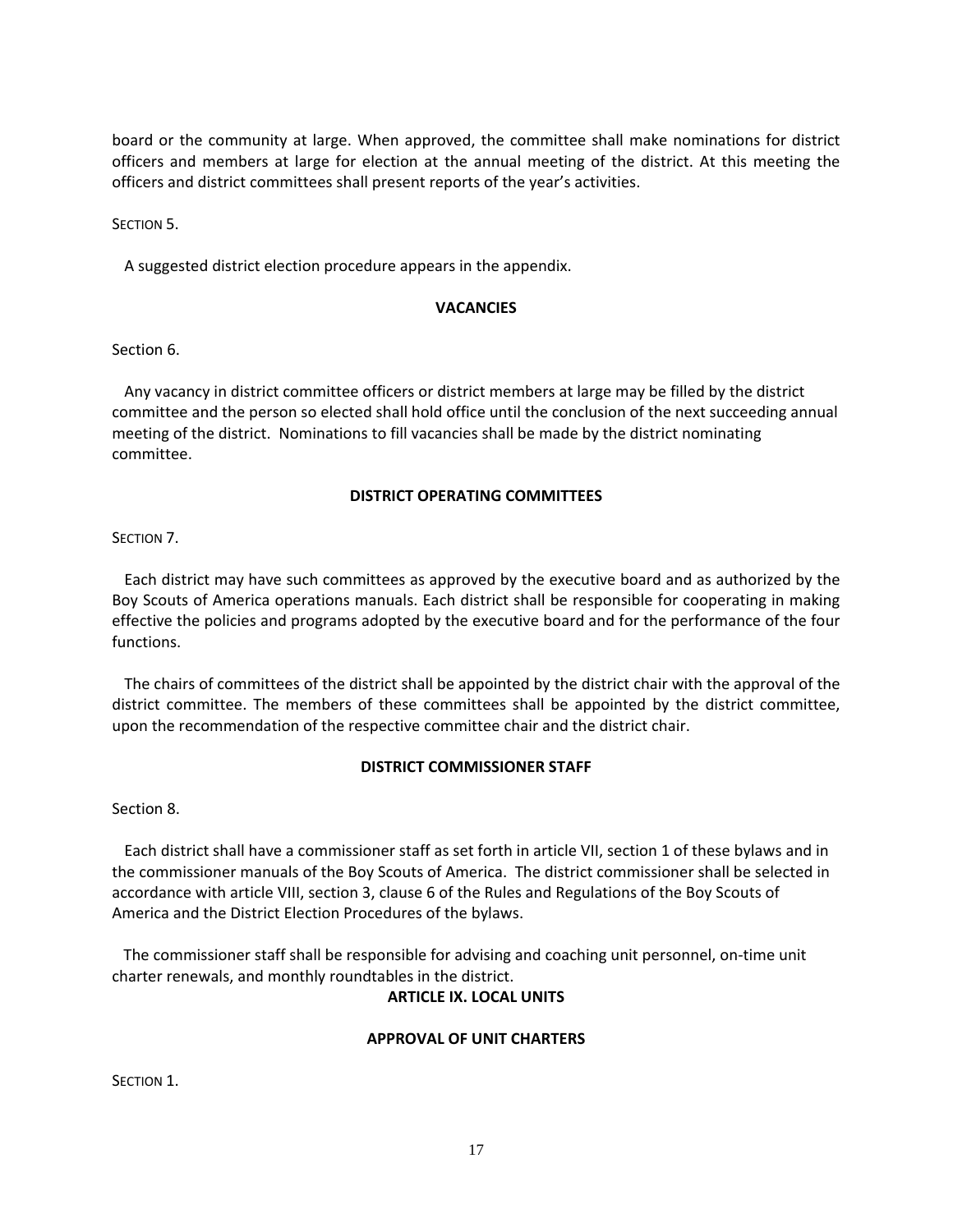board or the community at large. When approved, the committee shall make nominations for district officers and members at large for election at the annual meeting of the district. At this meeting the officers and district committees shall present reports of the year's activities.

SECTION 5.

A suggested district election procedure appears in the appendix.

**VACANCIES**

Section 6.

Any vacancy in district committee officers or district members at large may be filled by the district committee and the person so elected shall hold office until the conclusion of the next succeeding annual meeting of the district. Nominations to fill vacancies shall be made by the district nominating committee.

**DISTRICT OPERATING COMMITTEES**

SECTION 7.

Each district may have such committees as approved by the executive board and as authorized by the Boy Scouts of America operations manuals. Each district shall be responsible for cooperating in making effective the policies and programs adopted by the executive board and for the performance of the four functions.

The chairs of committees of the district shall be appointed by the district chair with the approval of the district committee. The members of these committees shall be appointed by the district committee, upon the recommendation of the respective committee chair and the district chair.

**DISTRICT COMMISSIONER STAFF**

Section 8.

Each district shall have a commissioner staff as set forth in article VII, section 1 of these bylaws and in the commissioner manuals of the Boy Scouts of America. The district commissioner shall be selected in accordance with article VIII, section 3, clause 6 of the Rules and Regulations of the Boy Scouts of America and the District Election Procedures of the bylaws.

The commissioner staff shall be responsible for advising and coaching unit personnel, on-time unit charter renewals, and monthly roundtables in the district.

## ARTICLE IX. LOCAL UNITS

**APPROVAL OF UNIT CHARTERS**

SECTION 1.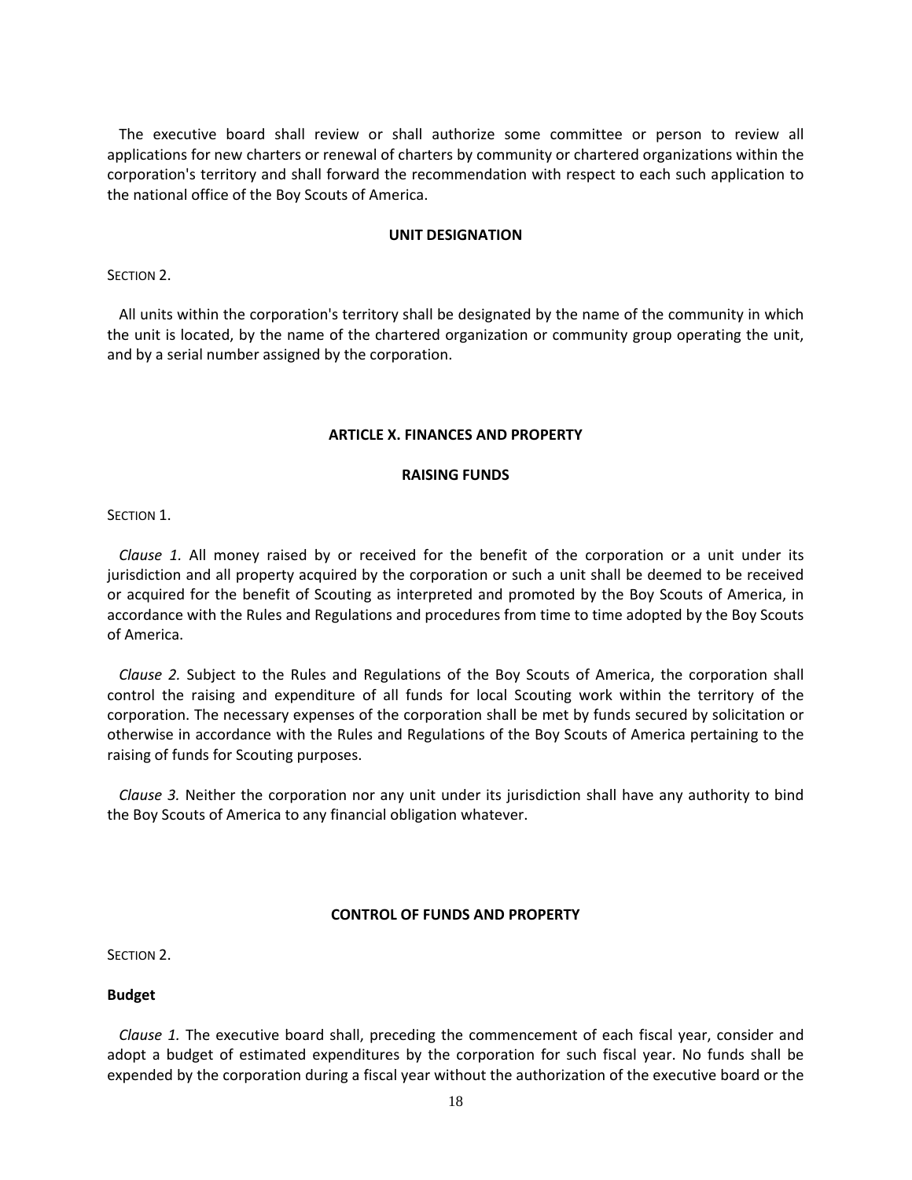The executive board shall review or shall authorize some committee or person to review all applications for new charters or renewal of charters by community or chartered organizations within the corporation's territory and shall forward the recommendation with respect to each such application to the national office of the Boy Scouts of America.

**UNIT DESIGNATION**

SECTION 2.

All units within the corporation's territory shall be designated by the name of the community in which the unit is located, by the name of the chartered organization or community group operating the unit, and by a serial number assigned by the corporation.

## ARTICLE X. FINANCES AND PROPERTY

**RAISING FUNDS**

SECTION 1.

*Clause 1.* All money raised by or received for the benefit of the corporation or a unit under its jurisdiction and all property acquired by the corporation or such a unit shall be deemed to be received or acquired for the benefit of Scouting as interpreted and promoted by the Boy Scouts of America, in accordance with the Rules and Regulations and procedures from time to time adopted by the Boy Scouts of America.

*Clause 2.* Subject to the Rules and Regulations of the Boy Scouts of America, the corporation shall control the raising and expenditure of all funds for local Scouting work within the territory of the corporation. The necessary expenses of the corporation shall be met by funds secured by solicitation or otherwise in accordance with the Rules and Regulations of the Boy Scouts of America pertaining to the raising of funds for Scouting purposes.

*Clause 3.* Neither the corporation nor any unit under its jurisdiction shall have any authority to bind the Boy Scouts of America to any financial obligation whatever.

**CONTROL OF FUNDS AND PROPERTY**

SECTION 2.

**Budget**

*Clause 1.* The executive board shall, preceding the commencement of each fiscal year, consider and adopt a budget of estimated expenditures by the corporation for such fiscal year. No funds shall be expended by the corporation during a fiscal year without the authorization of the executive board or the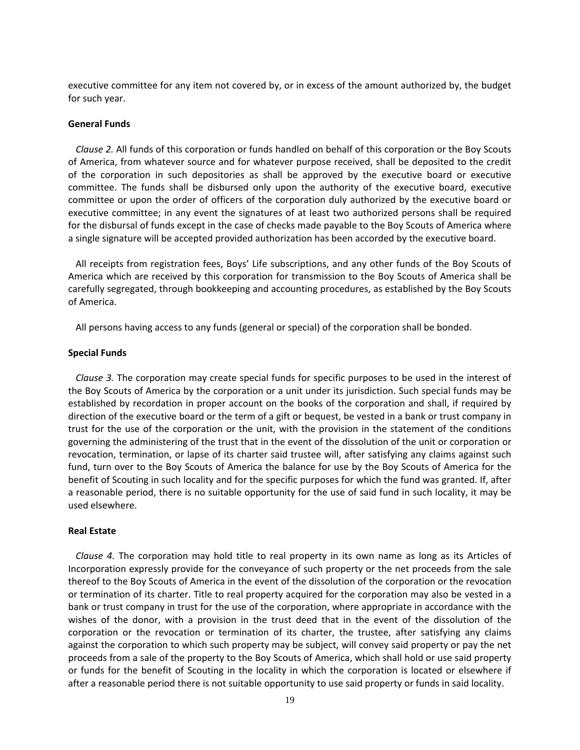executive committee for any item not covered by, or in excess of the amount authorized by, the budget for such year.

**General Funds**

*Clause 2.* All funds of this corporation or funds handled on behalf of this corporation or the Boy Scouts of America, from whatever source and for whatever purpose received, shall be deposited to the credit of the corporation in such depositories as shall be approved by the executive board or executive committee. The funds shall be disbursed only upon the authority of the executive board, executive committee or upon the order of officers of the corporation duly authorized by the executive board or executive committee; in any event the signatures of at least two authorized persons shall be required for the disbursal of funds except in the case of checks made payable to the Boy Scouts of America where a single signature will be accepted provided authorization has been accorded by the executive board.

All receipts from registration fees, Boys' Life subscriptions, and any other funds of the Boy Scouts of America which are received by this corporation for transmission to the Boy Scouts of America shall be carefully segregated, through bookkeeping and accounting procedures, as established by the Boy Scouts of America.

All persons having access to any funds (general or special) of the corporation shall be bonded.

**Special Funds**

*Clause 3.* The corporation may create special funds for specific purposes to be used in the interest of the Boy Scouts of America by the corporation or a unit under its jurisdiction. Such special funds may be established by recordation in proper account on the books of the corporation and shall, if required by direction of the executive board or the term of a gift or bequest, be vested in a bank or trust company in trust for the use of the corporation or the unit, with the provision in the statement of the conditions governing the administering of the trust that in the event of the dissolution of the unit or corporation or revocation, termination, or lapse of its charter said trustee will, after satisfying any claims against such fund, turn over to the Boy Scouts of America the balance for use by the Boy Scouts of America for the benefit of Scouting in such locality and for the specific purposes for which the fund was granted. If, after a reasonable period, there is no suitable opportunity for the use of said fund in such locality, it may be used elsewhere.

**Real Estate**

*Clause 4.* The corporation may hold title to real property in its own name as long as its Articles of Incorporation expressly provide for the conveyance of such property or the net proceeds from the sale thereof to the Boy Scouts of America in the event of the dissolution of the corporation or the revocation or termination of its charter. Title to real property acquired for the corporation may also be vested in a bank or trust company in trust for the use of the corporation, where appropriate in accordance with the wishes of the donor, with a provision in the trust deed that in the event of the dissolution of the corporation or the revocation or termination of its charter, the trustee, after satisfying any claims against the corporation to which such property may be subject, will convey said property or pay the net proceeds from a sale of the property to the Boy Scouts of America, which shall hold or use said property or funds for the benefit of Scouting in the locality in which the corporation is located or elsewhere if after a reasonable period there is not suitable opportunity to use said property or funds in said locality.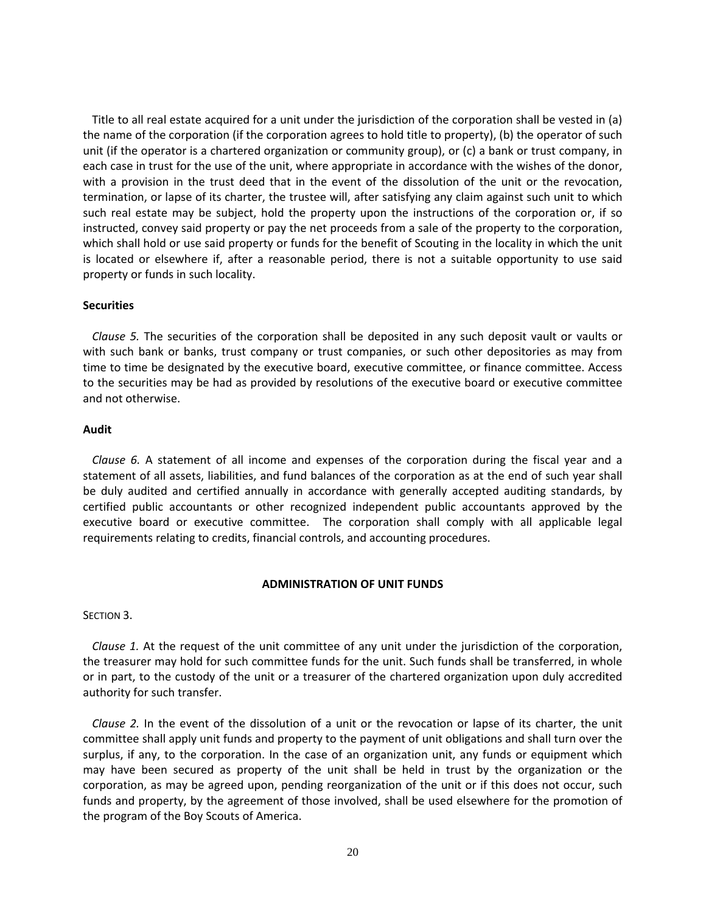Title to all real estate acquired for a unit under the jurisdiction of the corporation shall be vested in (a) the name of the corporation (if the corporation agrees to hold title to property), (b) the operator of such unit (if the operator is a chartered organization or community group), or (c) a bank or trust company, in each case in trust for the use of the unit, where appropriate in accordance with the wishes of the donor, with a provision in the trust deed that in the event of the dissolution of the unit or the revocation, termination, or lapse of its charter, the trustee will, after satisfying any claim against such unit to which such real estate may be subject, hold the property upon the instructions of the corporation or, if so instructed, convey said property or pay the net proceeds from a sale of the property to the corporation, which shall hold or use said property or funds for the benefit of Scouting in the locality in which the unit is located or elsewhere if, after a reasonable period, there is not a suitable opportunity to use said property or funds in such locality.

**Securities**

*Clause 5.* The securities of the corporation shall be deposited in any such deposit vault or vaults or with such bank or banks, trust company or trust companies, or such other depositories as may from time to time be designated by the executive board, executive committee, or finance committee. Access to the securities may be had as provided by resolutions of the executive board or executive committee and not otherwise.

**Audit**

*Clause 6.* A statement of all income and expenses of the corporation during the fiscal year and a statement of all assets, liabilities, and fund balances of the corporation as at the end of such year shall be duly audited and certified annually in accordance with generally accepted auditing standards, by certified public accountants or other recognized independent public accountants approved by the executive board or executive committee. The corporation shall comply with all applicable legal requirements relating to credits, financial controls, and accounting procedures.

## ADMINISTRATION OF UNIT FUNDS

SECTION 3.

*Clause 1.* At the request of the unit committee of any unit under the jurisdiction of the corporation, the treasurer may hold for such committee funds for the unit. Such funds shall be transferred, in whole or in part, to the custody of the unit or a treasurer of the chartered organization upon duly accredited authority for such transfer.

*Clause 2.* In the event of the dissolution of a unit or the revocation or lapse of its charter, the unit committee shall apply unit funds and property to the payment of unit obligations and shall turn over the surplus, if any, to the corporation. In the case of an organization unit, any funds or equipment which may have been secured as property of the unit shall be held in trust by the organization or the corporation, as may be agreed upon, pending reorganization of the unit or if this does not occur, such funds and property, by the agreement of those involved, shall be used elsewhere for the promotion of the program of the Boy Scouts of America.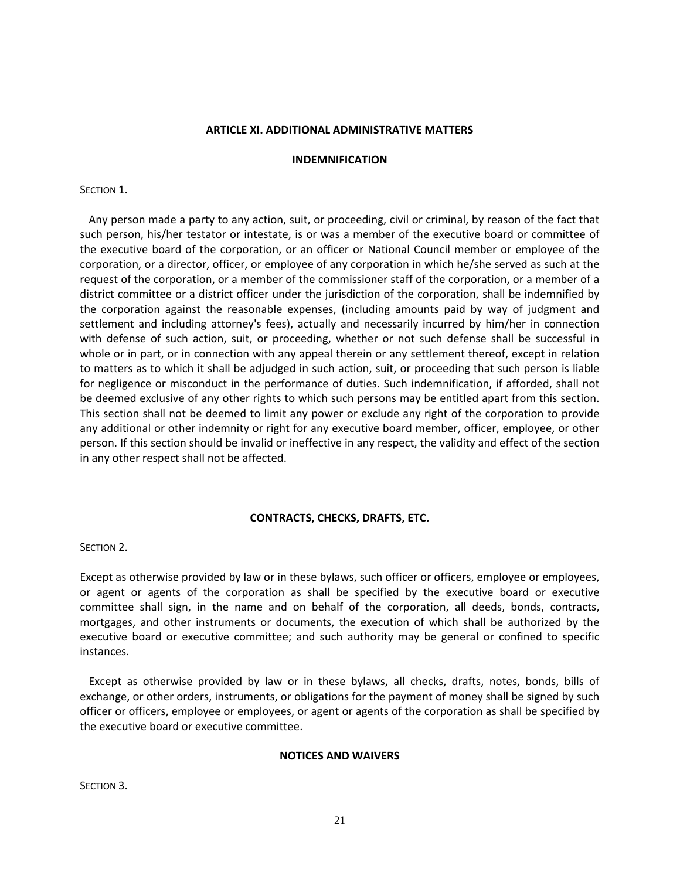## ARTICLE XI. ADDITIONAL ADMINISTRATIVE MATTERS

### INDEMNIFICATION

SECTION 1.

Any person made a party to any action, suit, or proceeding, civil or criminal, by reason of the fact that such person, his/her testator or intestate, is or was a member of the executive board or committee of the executive board of the corporation, or an officer or National Council member or employee of the corporation, or a director, officer, or employee of any corporation in which he/she served as such at the request of the corporation, or a member of the commissioner staff of the corporation, or a member of a district committee or a district officer under the jurisdiction of the corporation, shall be indemnified by the corporation against the reasonable expenses, (including amounts paid by way of judgment and settlement and including attorney's fees), actually and necessarily incurred by him/her in connection with defense of such action, suit, or proceeding, whether or not such defense shall be successful in whole or in part, or in connection with any appeal therein or any settlement thereof, except in relation to matters as to which it shall be adjudged in such action, suit, or proceeding that such person is liable for negligence or misconduct in the performance of duties. Such indemnification, if afforded, shall not be deemed exclusive of any other rights to which such persons may be entitled apart from this section. This section shall not be deemed to limit any power or exclude any right of the corporation to provide any additional or other indemnity or right for any executive board member, officer, employee, or other person. If this section should be invalid or ineffective in any respect, the validity and effect of the section in any other respect shall not be affected.

### CONTRACTS, CHECKS, DRAFTS, ETC.

SECTION 2.

Except as otherwise provided by law or in these bylaws, such officer or officers, employee or employees, or agent or agents of the corporation as shall be specified by the executive board or executive committee shall sign, in the name and on behalf of the corporation, all deeds, bonds, contracts, mortgages, and other instruments or documents, the execution of which shall be authorized by the executive board or executive committee; and such authority may be general or confined to specific instances.

Except as otherwise provided by law or in these bylaws, all checks, drafts, notes, bonds, bills of exchange, or other orders, instruments, or obligations for the payment of money shall be signed by such officer or officers, employee or employees, or agent or agents of the corporation as shall be specified by the executive board or executive committee.

### NOTICES AND WAIVERS

SECTION 3.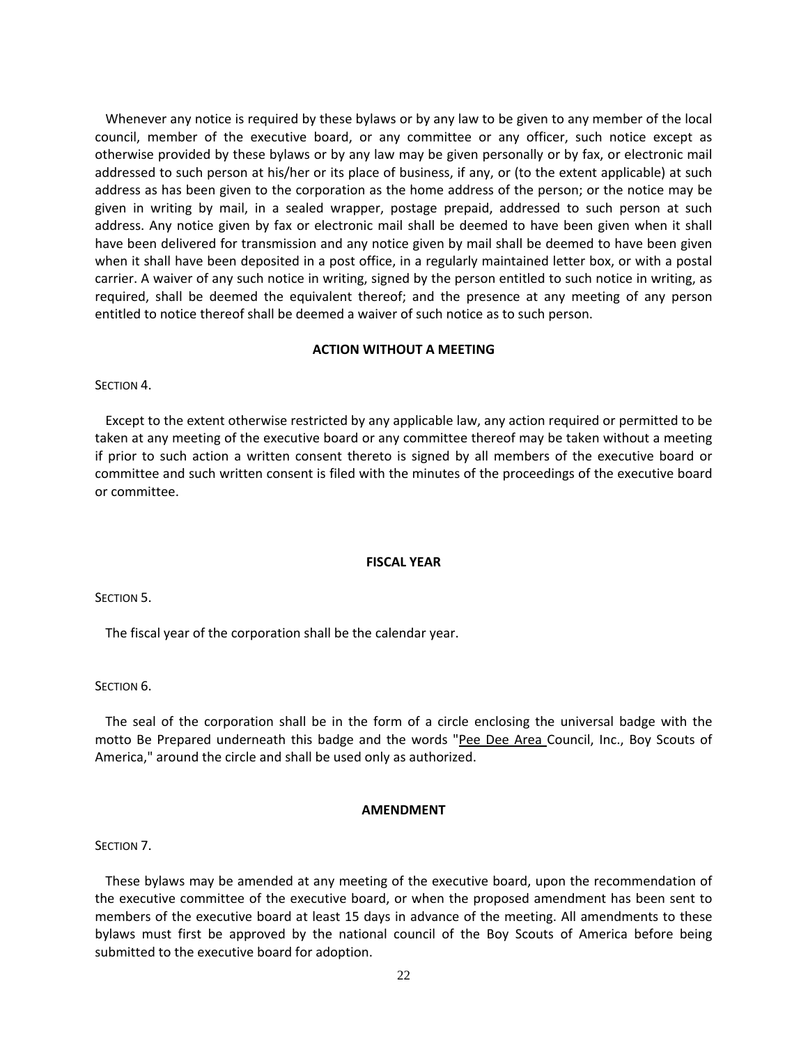Whenever any notice is required by these bylaws or by any law to be given to any member of the local council, member of the executive board, or any committee or any officer, such notice except as otherwise provided by these bylaws or by any law may be given personally or by fax, or electronic mail addressed to such person at his/her or its place of business, if any, or (to the extent applicable) at such address as has been given to the corporation as the home address of the person; or the notice may be given in writing by mail, in a sealed wrapper, postage prepaid, addressed to such person at such address. Any notice given by fax or electronic mail shall be deemed to have been given when it shall have been delivered for transmission and any notice given by mail shall be deemed to have been given when it shall have been deposited in a post office, in a regularly maintained letter box, or with a postal carrier. A waiver of any such notice in writing, signed by the person entitled to such notice in writing, as required, shall be deemed the equivalent thereof; and the presence at any meeting of any person entitled to notice thereof shall be deemed a waiver of such notice as to such person.

**ACTION WITHOUT A MEETING**

SECTION 4.

Except to the extent otherwise restricted by any applicable law, any action required or permitted to be taken at any meeting of the executive board or any committee thereof may be taken without a meeting if prior to such action a written consent thereto is signed by all members of the executive board or committee and such written consent is filed with the minutes of the proceedings of the executive board or committee.

**FISCAL YEAR**

SECTION 5.

The fiscal year of the corporation shall be the calendar year.

SECTION 6.

The seal of the corporation shall be in the form of a circle enclosing the universal badge with the motto Be Prepared underneath this badge and the words "Pee Dee Area Council, Inc., Boy Scouts of America," around the circle and shall be used only as authorized.

**AMENDMENT**

SECTION 7.

These bylaws may be amended at any meeting of the executive board, upon the recommendation of the executive committee of the executive board, or when the proposed amendment has been sent to members of the executive board at least 15 days in advance of the meeting. All amendments to these bylaws must first be approved by the national council of the Boy Scouts of America before being submitted to the executive board for adoption.